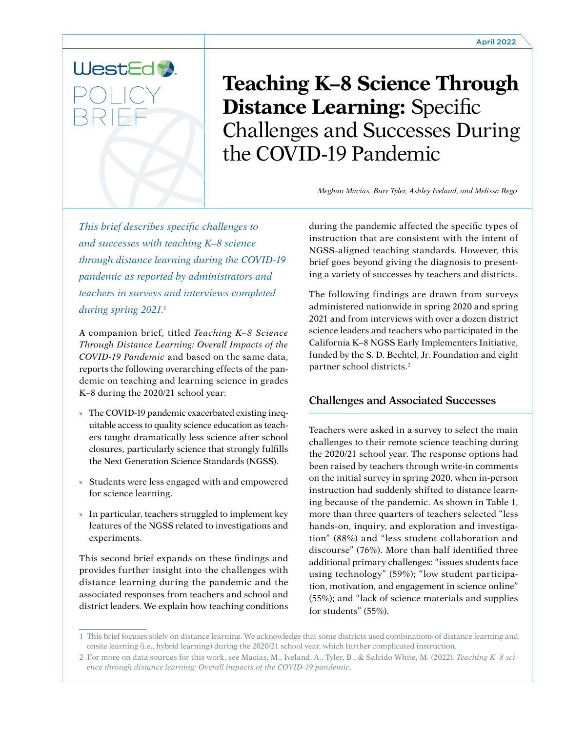WestEd POLICY BRIEF

April 2022

# **Teaching K–8 Science Through Distance Learning:** Specific Challenges and Successes During the COVID-19 Pandemic

*Meghan Macias, Burr Tyler, Ashley Iveland, and Melissa Rego*

*This brief describes specific challenges to and successes with teaching K–8 science through distance learning during the COVID-19 pandemic as reported by administrators and teachers in surveys and interviews completed during spring 2021.*[1]

A companion brief, titled *Teaching K–8 Science Through Distance Learning: Overall Impacts of the COVID-19 Pandemic* and based on the same data, reports the following overarching effects of the pandemic on teaching and learning science in grades K–8 during the 2020/21 school year:

- The COVID-19 pandemic exacerbated existing inequitable access to quality science education as teachers taught dramatically less science after school closures, particularly science that strongly fulfills the Next Generation Science Standards (NGSS).
- Students were less engaged with and empowered for science learning.
- In particular, teachers struggled to implement key features of the NGSS related to investigations and experiments.

This second brief expands on these findings and provides further insight into the challenges with distance learning during the pandemic and the associated responses from teachers and school and district leaders. We explain how teaching conditions during the pandemic affected the specific types of instruction that are consistent with the intent of NGSS-aligned teaching standards. However, this brief goes beyond giving the diagnosis to presenting a variety of successes by teachers and districts.

The following findings are drawn from surveys administered nationwide in spring 2020 and spring 2021 and from interviews with over a dozen district science leaders and teachers who participated in the California K–8 NGSS Early Implementers Initiative, funded by the S. D. Bechtel, Jr. Foundation and eight partner school districts.[2]

## Challenges and Associated Successes

Teachers were asked in a survey to select the main challenges to their remote science teaching during the 2020/21 school year. The response options had been raised by teachers through write-in comments on the initial survey in spring 2020, when in-person instruction had suddenly shifted to distance learning because of the pandemic. As shown in Table 1, more than three quarters of teachers selected "less hands-on, inquiry, and exploration and investigation" (88%) and "less student collaboration and discourse" (76%). More than half identified three additional primary challenges: "issues students face using technology" (59%); "low student participation, motivation, and engagement in science online" (55%); and "lack of science materials and supplies for students" (55%).

---

1 This brief focuses solely on distance learning. We acknowledge that some districts used combinations of distance learning and onsite learning (i.e., hybrid learning) during the 2020/21 school year, which further complicated instruction.

2 For more on data sources for this work, see Macias, M., Iveland, A., Tyler, B., & Salcido White, M. (2022). *Teaching K–8 science through distance learning: Overall impacts of the COVID-19 pandemic*.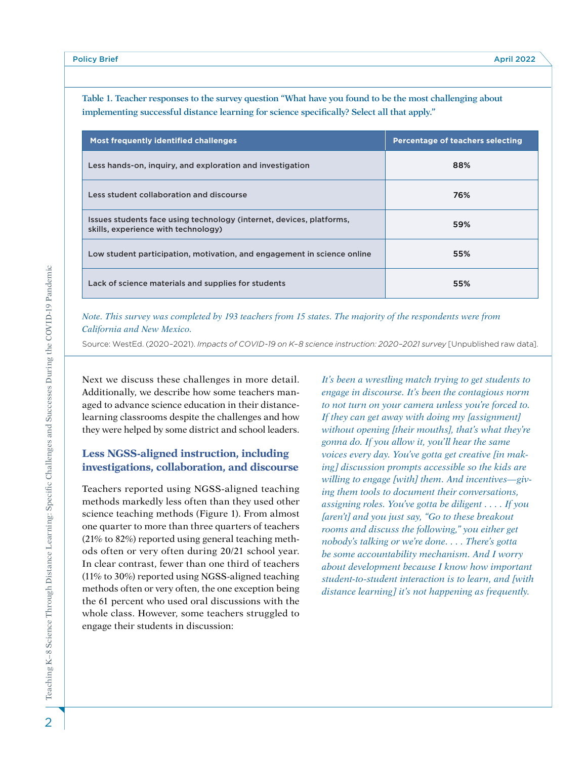**Table 1. Teacher responses to the survey question "What have you found to be the most challenging about implementing successful distance learning for science specifically? Select all that apply."**

| Most frequently identified challenges | Percentage of teachers selecting |
|---|---|
| Less hands-on, inquiry, and exploration and investigation | 88% |
| Less student collaboration and discourse | 76% |
| Issues students face using technology (internet, devices, platforms, skills, experience with technology) | 59% |
| Low student participation, motivation, and engagement in science online | 55% |
| Lack of science materials and supplies for students | 55% |

*Note. This survey was completed by 193 teachers from 15 states. The majority of the respondents were from California and New Mexico.*

Source: WestEd. (2020–2021). *Impacts of COVID-19 on K–8 science instruction: 2020–2021 survey* [Unpublished raw data].

Next we discuss these challenges in more detail. Additionally, we describe how some teachers managed to advance science education in their distance-learning classrooms despite the challenges and how they were helped by some district and school leaders.

## Less NGSS-aligned instruction, including investigations, collaboration, and discourse

Teachers reported using NGSS-aligned teaching methods markedly less often than they used other science teaching methods (Figure 1). From almost one quarter to more than three quarters of teachers (21% to 82%) reported using general teaching methods often or very often during 20/21 school year. In clear contrast, fewer than one third of teachers (11% to 30%) reported using NGSS-aligned teaching methods often or very often, the one exception being the 61 percent who used oral discussions with the whole class. However, some teachers struggled to engage their students in discussion:

*It's been a wrestling match trying to get students to engage in discourse. It's been the contagious norm to not turn on your camera unless you're forced to. If they can get away with doing my [assignment] without opening [their mouths], that's what they're gonna do. If you allow it, you'll hear the same voices every day. You've gotta get creative [in making] discussion prompts accessible so the kids are willing to engage [with] them. And incentives—giving them tools to document their conversations, assigning roles. You've gotta be diligent . . . . If you [aren't] and you just say, "Go to these breakout rooms and discuss the following," you either get nobody's talking or we're done. . . . There's gotta be some accountability mechanism. And I worry about development because I know how important student-to-student interaction is to learn, and [with distance learning] it's not happening as frequently.*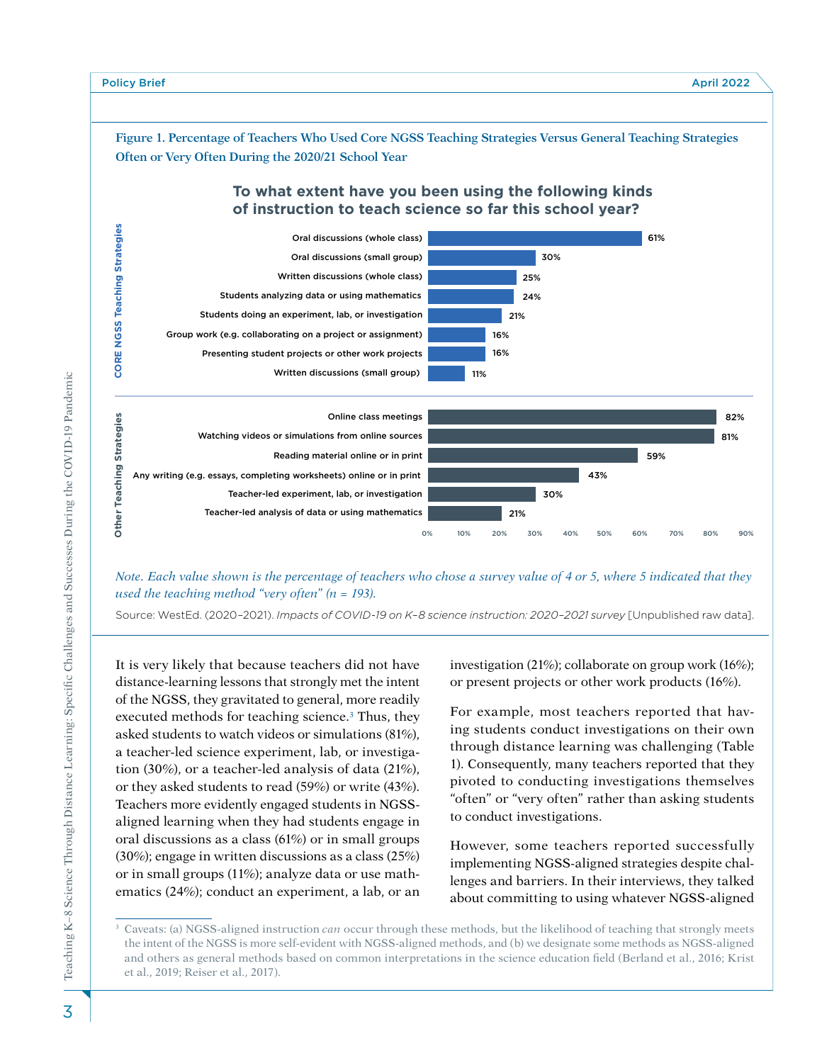**Figure 1. Percentage of Teachers Who Used Core NGSS Teaching Strategies Versus General Teaching Strategies Often or Very Often During the 2020/21 School Year**

**To what extent have you been using the following kinds of instruction to teach science so far this school year?**

| Category | Instruction | Percentage |
| --- | --- | --- |
| CORE NGSS Teaching Strategies | Oral discussions (whole class) | 61% |
| | Oral discussions (small group) | 30% |
| | Written discussions (whole class) | 25% |
| | Students analyzing data or using mathematics | 24% |
| | Students doing an experiment, lab, or investigation | 21% |
| | Group work (e.g. collaborating on a project or assignment) | 16% |
| | Presenting student projects or other work projects | 16% |
| | Written discussions (small group) | 11% |
| Other Teaching Strategies | Online class meetings | 82% |
| | Watching videos or simulations from online sources | 81% |
| | Reading material online or in print | 59% |
| | Any writing (e.g. essays, completing worksheets) online or in print | 43% |
| | Teacher-led experiment, lab, or investigation | 30% |
| | Teacher-led analysis of data or using mathematics | 21% |

*Note. Each value shown is the percentage of teachers who chose a survey value of 4 or 5, where 5 indicated that they used the teaching method "very often" (n = 193).*

Source: WestEd. (2020–2021). *Impacts of COVID-19 on K–8 science instruction: 2020–2021 survey* [Unpublished raw data].

It is very likely that because teachers did not have distance-learning lessons that strongly met the intent of the NGSS, they gravitated to general, more readily executed methods for teaching science.[3] Thus, they asked students to watch videos or simulations (81%), a teacher-led science experiment, lab, or investigation (30%), or a teacher-led analysis of data (21%), or they asked students to read (59%) or write (43%). Teachers more evidently engaged students in NGSS-aligned learning when they had students engage in oral discussions as a class (61%) or in small groups (30%); engage in written discussions as a class (25%) or in small groups (11%); analyze data or use mathematics (24%); conduct an experiment, a lab, or an investigation (21%); collaborate on group work (16%); or present projects or other work products (16%).

For example, most teachers reported that having students conduct investigations on their own through distance learning was challenging (Table 1). Consequently, many teachers reported that they pivoted to conducting investigations themselves "often" or "very often" rather than asking students to conduct investigations.

However, some teachers reported successfully implementing NGSS-aligned strategies despite challenges and barriers. In their interviews, they talked about committing to using whatever NGSS-aligned

[3] Caveats: (a) NGSS-aligned instruction *can* occur through these methods, but the likelihood of teaching that strongly meets the intent of the NGSS is more self-evident with NGSS-aligned methods, and (b) we designate some methods as NGSS-aligned and others as general methods based on common interpretations in the science education field (Berland et al., 2016; Krist et al., 2019; Reiser et al., 2017).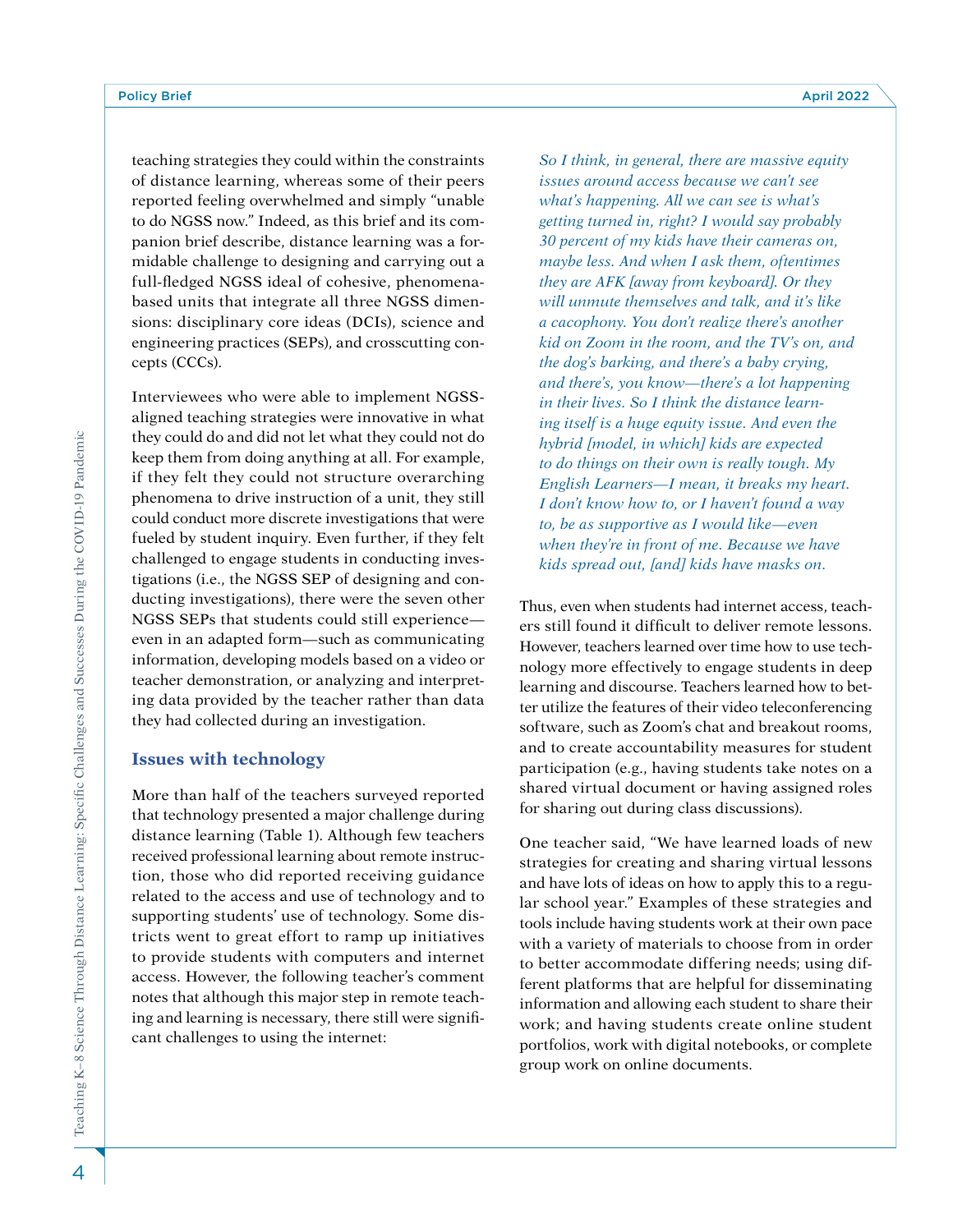teaching strategies they could within the constraints of distance learning, whereas some of their peers reported feeling overwhelmed and simply "unable to do NGSS now." Indeed, as this brief and its companion brief describe, distance learning was a formidable challenge to designing and carrying out a full-fledged NGSS ideal of cohesive, phenomena-based units that integrate all three NGSS dimensions: disciplinary core ideas (DCIs), science and engineering practices (SEPs), and crosscutting concepts (CCCs).

Interviewees who were able to implement NGSS-aligned teaching strategies were innovative in what they could do and did not let what they could not do keep them from doing anything at all. For example, if they felt they could not structure overarching phenomena to drive instruction of a unit, they still could conduct more discrete investigations that were fueled by student inquiry. Even further, if they felt challenged to engage students in conducting investigations (i.e., the NGSS SEP of designing and conducting investigations), there were the seven other NGSS SEPs that students could still experience—even in an adapted form—such as communicating information, developing models based on a video or teacher demonstration, or analyzing and interpreting data provided by the teacher rather than data they had collected during an investigation.

### Issues with technology

More than half of the teachers surveyed reported that technology presented a major challenge during distance learning (Table 1). Although few teachers received professional learning about remote instruction, those who did reported receiving guidance related to the access and use of technology and to supporting students' use of technology. Some districts went to great effort to ramp up initiatives to provide students with computers and internet access. However, the following teacher's comment notes that although this major step in remote teaching and learning is necessary, there still were significant challenges to using the internet:

> *So I think, in general, there are massive equity issues around access because we can't see what's happening. All we can see is what's getting turned in, right? I would say probably 30 percent of my kids have their cameras on, maybe less. And when I ask them, oftentimes they are AFK [away from keyboard]. Or they will unmute themselves and talk, and it's like a cacophony. You don't realize there's another kid on Zoom in the room, and the TV's on, and the dog's barking, and there's a baby crying, and there's, you know—there's a lot happening in their lives. So I think the distance learning itself is a huge equity issue. And even the hybrid [model, in which] kids are expected to do things on their own is really tough. My English Learners—I mean, it breaks my heart. I don't know how to, or I haven't found a way to, be as supportive as I would like—even when they're in front of me. Because we have kids spread out, [and] kids have masks on.*

Thus, even when students had internet access, teachers still found it difficult to deliver remote lessons. However, teachers learned over time how to use technology more effectively to engage students in deep learning and discourse. Teachers learned how to better utilize the features of their video teleconferencing software, such as Zoom's chat and breakout rooms, and to create accountability measures for student participation (e.g., having students take notes on a shared virtual document or having assigned roles for sharing out during class discussions).

One teacher said, "We have learned loads of new strategies for creating and sharing virtual lessons and have lots of ideas on how to apply this to a regular school year." Examples of these strategies and tools include having students work at their own pace with a variety of materials to choose from in order to better accommodate differing needs; using different platforms that are helpful for disseminating information and allowing each student to share their work; and having students create online student portfolios, work with digital notebooks, or complete group work on online documents.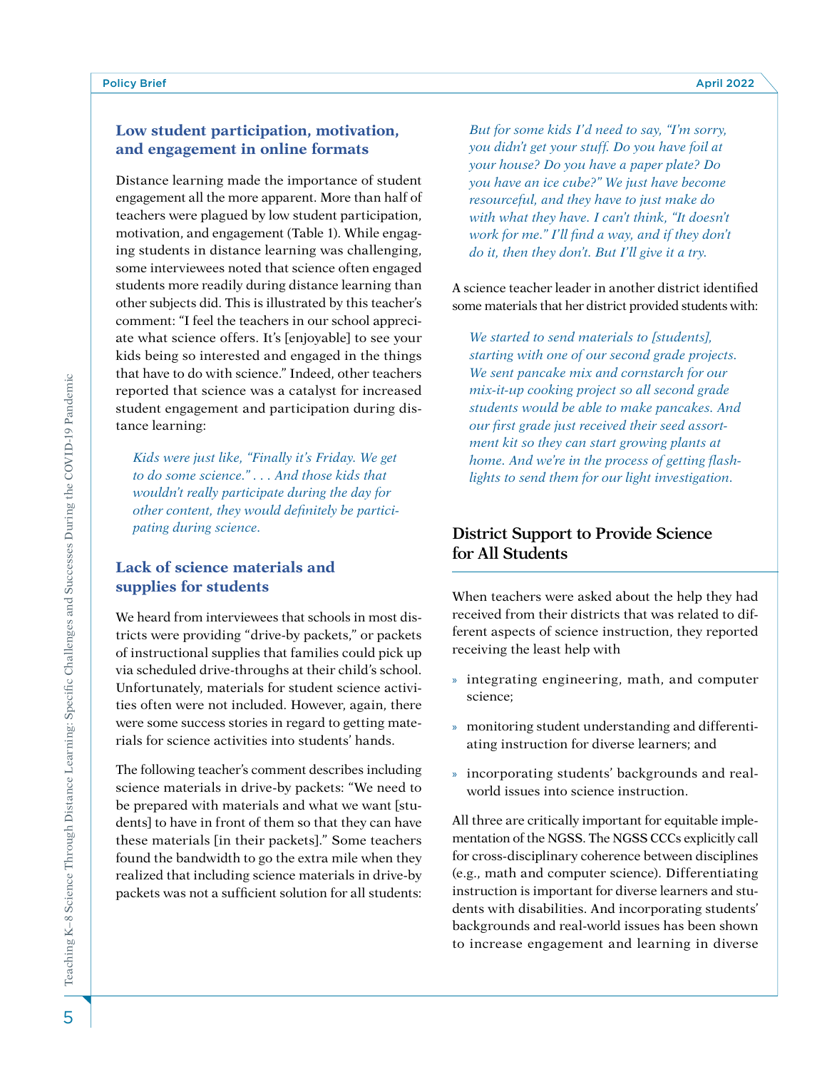### Low student participation, motivation, and engagement in online formats

Distance learning made the importance of student engagement all the more apparent. More than half of teachers were plagued by low student participation, motivation, and engagement (Table 1). While engaging students in distance learning was challenging, some interviewees noted that science often engaged students more readily during distance learning than other subjects did. This is illustrated by this teacher's comment: "I feel the teachers in our school appreciate what science offers. It's [enjoyable] to see your kids being so interested and engaged in the things that have to do with science." Indeed, other teachers reported that science was a catalyst for increased student engagement and participation during distance learning:

> *Kids were just like, "Finally it's Friday. We get to do some science." . . . And those kids that wouldn't really participate during the day for other content, they would definitely be participating during science.*

### Lack of science materials and supplies for students

We heard from interviewees that schools in most districts were providing "drive-by packets," or packets of instructional supplies that families could pick up via scheduled drive-throughs at their child's school. Unfortunately, materials for student science activities often were not included. However, again, there were some success stories in regard to getting materials for science activities into students' hands.

The following teacher's comment describes including science materials in drive-by packets: "We need to be prepared with materials and what we want [students] to have in front of them so that they can have these materials [in their packets]." Some teachers found the bandwidth to go the extra mile when they realized that including science materials in drive-by packets was not a sufficient solution for all students:

> *But for some kids I'd need to say, "I'm sorry, you didn't get your stuff. Do you have foil at your house? Do you have a paper plate? Do you have an ice cube?" We just have become resourceful, and they have to just make do with what they have. I can't think, "It doesn't work for me." I'll find a way, and if they don't do it, then they don't. But I'll give it a try.*

A science teacher leader in another district identified some materials that her district provided students with:

> *We started to send materials to [students], starting with one of our second grade projects. We sent pancake mix and cornstarch for our mix-it-up cooking project so all second grade students would be able to make pancakes. And our first grade just received their seed assortment kit so they can start growing plants at home. And we're in the process of getting flashlights to send them for our light investigation.*

## District Support to Provide Science for All Students

When teachers were asked about the help they had received from their districts that was related to different aspects of science instruction, they reported receiving the least help with

- integrating engineering, math, and computer science;
- monitoring student understanding and differentiating instruction for diverse learners; and
- incorporating students' backgrounds and real-world issues into science instruction.

All three are critically important for equitable implementation of the NGSS. The NGSS CCCs explicitly call for cross-disciplinary coherence between disciplines (e.g., math and computer science). Differentiating instruction is important for diverse learners and students with disabilities. And incorporating students' backgrounds and real-world issues has been shown to increase engagement and learning in diverse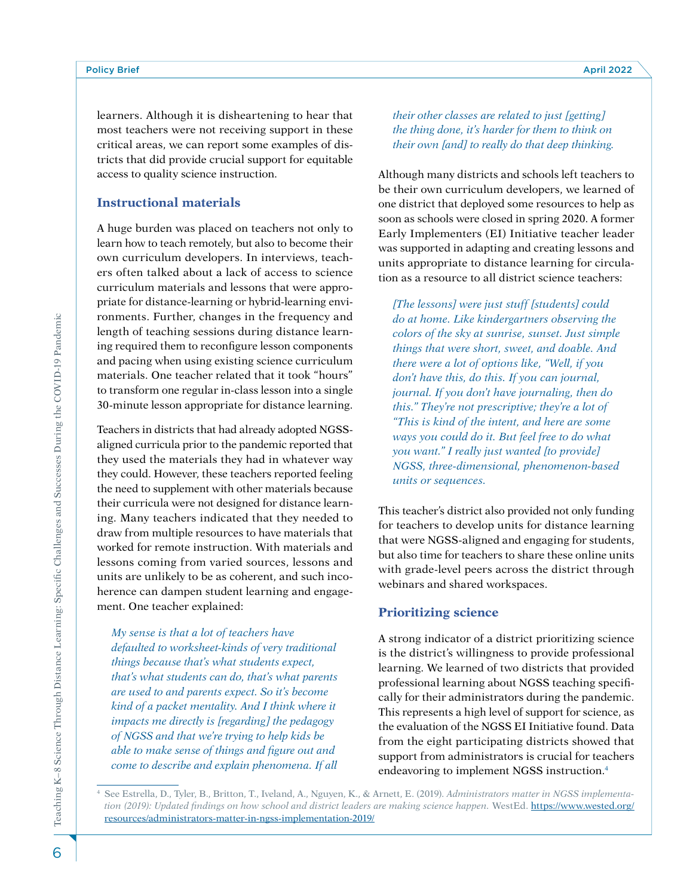learners. Although it is disheartening to hear that most teachers were not receiving support in these critical areas, we can report some examples of districts that did provide crucial support for equitable access to quality science instruction.

### Instructional materials

A huge burden was placed on teachers not only to learn how to teach remotely, but also to become their own curriculum developers. In interviews, teachers often talked about a lack of access to science curriculum materials and lessons that were appropriate for distance-learning or hybrid-learning environments. Further, changes in the frequency and length of teaching sessions during distance learning required them to reconfigure lesson components and pacing when using existing science curriculum materials. One teacher related that it took "hours" to transform one regular in-class lesson into a single 30-minute lesson appropriate for distance learning.

Teachers in districts that had already adopted NGSS-aligned curricula prior to the pandemic reported that they used the materials they had in whatever way they could. However, these teachers reported feeling the need to supplement with other materials because their curricula were not designed for distance learning. Many teachers indicated that they needed to draw from multiple resources to have materials that worked for remote instruction. With materials and lessons coming from varied sources, lessons and units are unlikely to be as coherent, and such incoherence can dampen student learning and engagement. One teacher explained:

> *My sense is that a lot of teachers have defaulted to worksheet-kinds of very traditional things because that's what students expect, that's what students can do, that's what parents are used to and parents expect. So it's become kind of a packet mentality. And I think where it impacts me directly is [regarding] the pedagogy of NGSS and that we're trying to help kids be able to make sense of things and figure out and come to describe and explain phenomena. If all their other classes are related to just [getting] the thing done, it's harder for them to think on their own [and] to really do that deep thinking.*

Although many districts and schools left teachers to be their own curriculum developers, we learned of one district that deployed some resources to help as soon as schools were closed in spring 2020. A former Early Implementers (EI) Initiative teacher leader was supported in adapting and creating lessons and units appropriate to distance learning for circulation as a resource to all district science teachers:

> *[The lessons] were just stuff [students] could do at home. Like kindergartners observing the colors of the sky at sunrise, sunset. Just simple things that were short, sweet, and doable. And there were a lot of options like, "Well, if you don't have this, do this. If you can journal, journal. If you don't have journaling, then do this." They're not prescriptive; they're a lot of "This is kind of the intent, and here are some ways you could do it. But feel free to do what you want." I really just wanted [to provide] NGSS, three-dimensional, phenomenon-based units or sequences.*

This teacher's district also provided not only funding for teachers to develop units for distance learning that were NGSS-aligned and engaging for students, but also time for teachers to share these online units with grade-level peers across the district through webinars and shared workspaces.

### Prioritizing science

A strong indicator of a district prioritizing science is the district's willingness to provide professional learning. We learned of two districts that provided professional learning about NGSS teaching specifically for their administrators during the pandemic. This represents a high level of support for science, as the evaluation of the NGSS EI Initiative found. Data from the eight participating districts showed that support from administrators is crucial for teachers endeavoring to implement NGSS instruction.[4]

---

[4] See Estrella, D., Tyler, B., Britton, T., Iveland, A., Nguyen, K., & Arnett, E. (2019). *Administrators matter in NGSS implementation (2019): Updated findings on how school and district leaders are making science happen.* WestEd. https://www.wested.org/resources/administrators-matter-in-ngss-implementation-2019/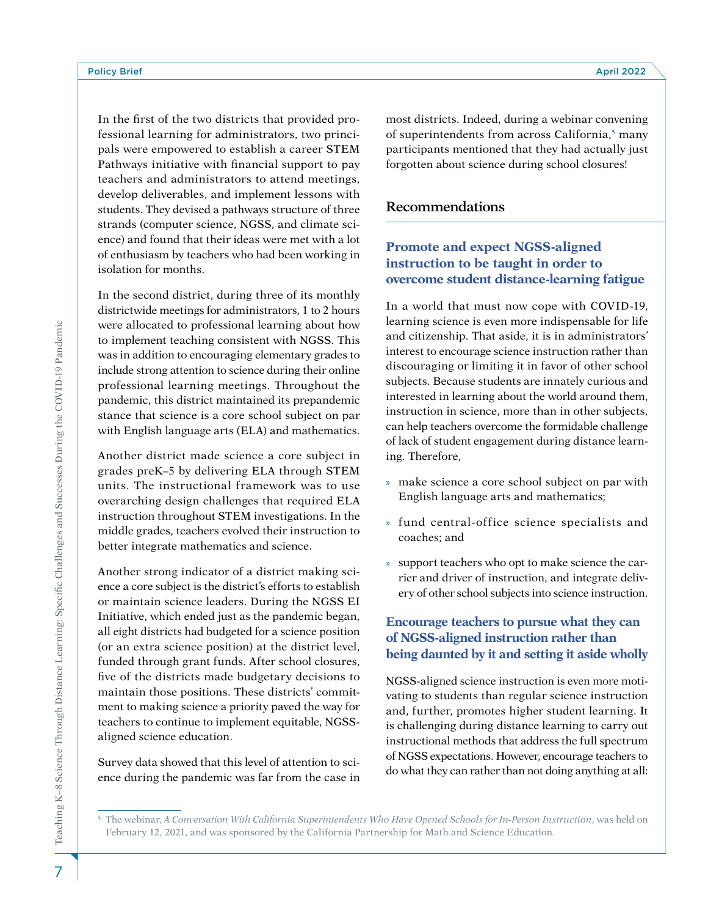In the first of the two districts that provided professional learning for administrators, two principals were empowered to establish a career STEM Pathways initiative with financial support to pay teachers and administrators to attend meetings, develop deliverables, and implement lessons with students. They devised a pathways structure of three strands (computer science, NGSS, and climate science) and found that their ideas were met with a lot of enthusiasm by teachers who had been working in isolation for months.

In the second district, during three of its monthly districtwide meetings for administrators, 1 to 2 hours were allocated to professional learning about how to implement teaching consistent with NGSS. This was in addition to encouraging elementary grades to include strong attention to science during their online professional learning meetings. Throughout the pandemic, this district maintained its prepandemic stance that science is a core school subject on par with English language arts (ELA) and mathematics.

Another district made science a core subject in grades preK–5 by delivering ELA through STEM units. The instructional framework was to use overarching design challenges that required ELA instruction throughout STEM investigations. In the middle grades, teachers evolved their instruction to better integrate mathematics and science.

Another strong indicator of a district making science a core subject is the district's efforts to establish or maintain science leaders. During the NGSS EI Initiative, which ended just as the pandemic began, all eight districts had budgeted for a science position (or an extra science position) at the district level, funded through grant funds. After school closures, five of the districts made budgetary decisions to maintain those positions. These districts' commitment to making science a priority paved the way for teachers to continue to implement equitable, NGSS-aligned science education.

Survey data showed that this level of attention to science during the pandemic was far from the case in most districts. Indeed, during a webinar convening of superintendents from across California,[5] many participants mentioned that they had actually just forgotten about science during school closures!

## Recommendations

### Promote and expect NGSS-aligned instruction to be taught in order to overcome student distance-learning fatigue

In a world that must now cope with COVID-19, learning science is even more indispensable for life and citizenship. That aside, it is in administrators' interest to encourage science instruction rather than discouraging or limiting it in favor of other school subjects. Because students are innately curious and interested in learning about the world around them, instruction in science, more than in other subjects, can help teachers overcome the formidable challenge of lack of student engagement during distance learning. Therefore,

- make science a core school subject on par with English language arts and mathematics;
- fund central-office science specialists and coaches; and
- support teachers who opt to make science the carrier and driver of instruction, and integrate delivery of other school subjects into science instruction.

### Encourage teachers to pursue what they can of NGSS-aligned instruction rather than being daunted by it and setting it aside wholly

NGSS-aligned science instruction is even more motivating to students than regular science instruction and, further, promotes higher student learning. It is challenging during distance learning to carry out instructional methods that address the full spectrum of NGSS expectations. However, encourage teachers to do what they can rather than not doing anything at all:

---

[5] The webinar, *A Conversation With California Superintendents Who Have Opened Schools for In-Person Instruction*, was held on February 12, 2021, and was sponsored by the California Partnership for Math and Science Education.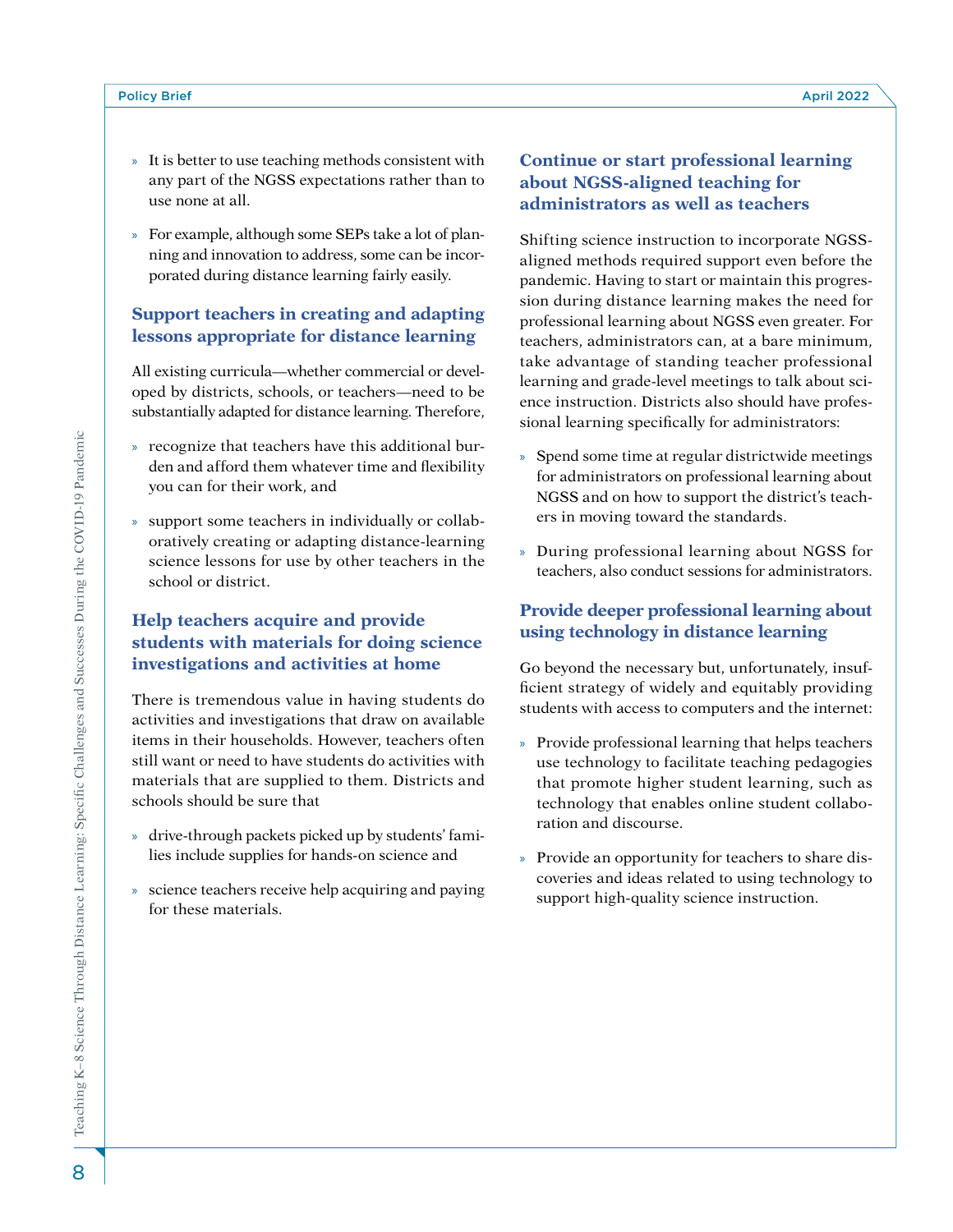- It is better to use teaching methods consistent with any part of the NGSS expectations rather than to use none at all.
- For example, although some SEPs take a lot of planning and innovation to address, some can be incorporated during distance learning fairly easily.

### Support teachers in creating and adapting lessons appropriate for distance learning

All existing curricula—whether commercial or developed by districts, schools, or teachers—need to be substantially adapted for distance learning. Therefore,

- recognize that teachers have this additional burden and afford them whatever time and flexibility you can for their work, and
- support some teachers in individually or collaboratively creating or adapting distance-learning science lessons for use by other teachers in the school or district.

### Help teachers acquire and provide students with materials for doing science investigations and activities at home

There is tremendous value in having students do activities and investigations that draw on available items in their households. However, teachers often still want or need to have students do activities with materials that are supplied to them. Districts and schools should be sure that

- drive-through packets picked up by students' families include supplies for hands-on science and
- science teachers receive help acquiring and paying for these materials.

### Continue or start professional learning about NGSS-aligned teaching for administrators as well as teachers

Shifting science instruction to incorporate NGSS-aligned methods required support even before the pandemic. Having to start or maintain this progression during distance learning makes the need for professional learning about NGSS even greater. For teachers, administrators can, at a bare minimum, take advantage of standing teacher professional learning and grade-level meetings to talk about science instruction. Districts also should have professional learning specifically for administrators:

- Spend some time at regular districtwide meetings for administrators on professional learning about NGSS and on how to support the district's teachers in moving toward the standards.
- During professional learning about NGSS for teachers, also conduct sessions for administrators.

### Provide deeper professional learning about using technology in distance learning

Go beyond the necessary but, unfortunately, insufficient strategy of widely and equitably providing students with access to computers and the internet:

- Provide professional learning that helps teachers use technology to facilitate teaching pedagogies that promote higher student learning, such as technology that enables online student collaboration and discourse.
- Provide an opportunity for teachers to share discoveries and ideas related to using technology to support high-quality science instruction.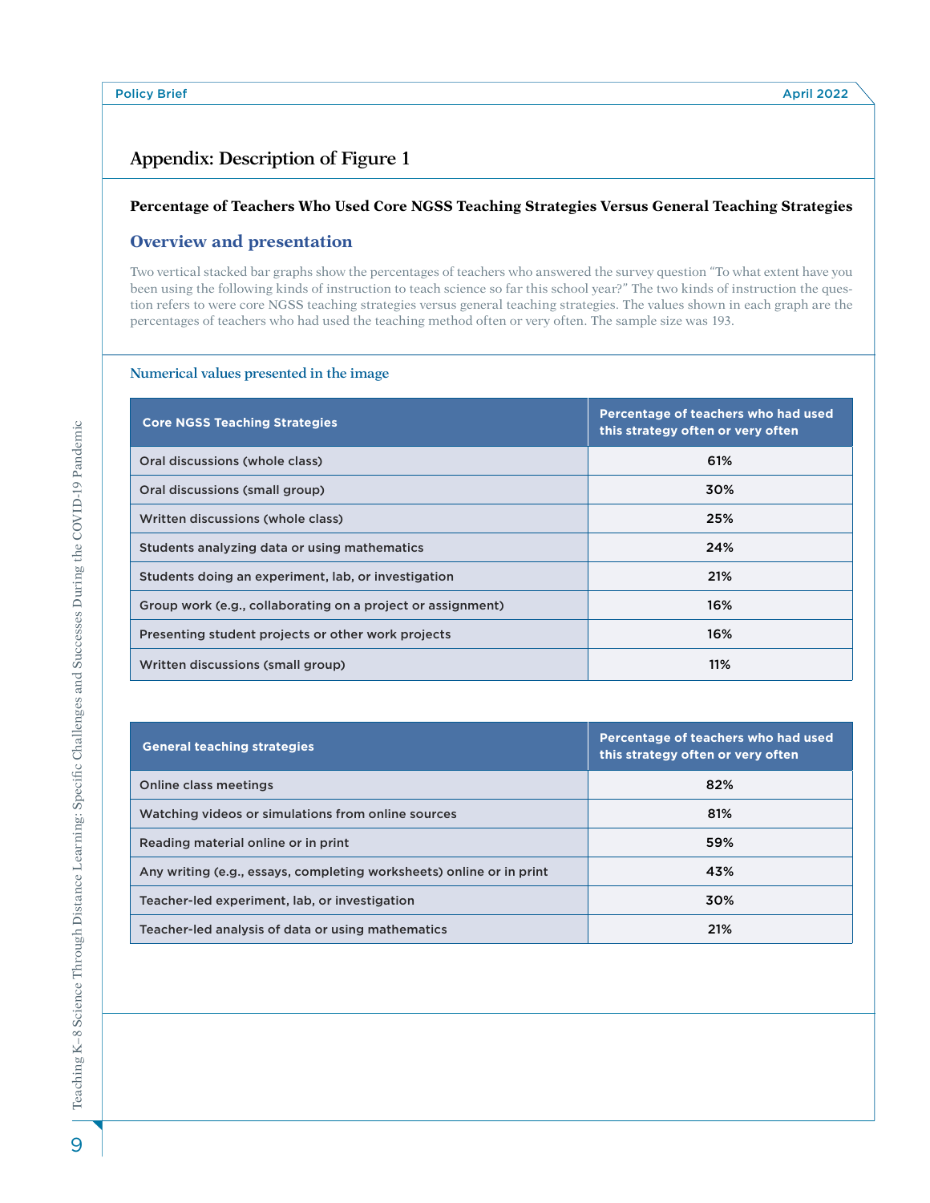## Appendix: Description of Figure 1

**Percentage of Teachers Who Used Core NGSS Teaching Strategies Versus General Teaching Strategies**

### Overview and presentation

Two vertical stacked bar graphs show the percentages of teachers who answered the survey question "To what extent have you been using the following kinds of instruction to teach science so far this school year?" The two kinds of instruction the question refers to were core NGSS teaching strategies versus general teaching strategies. The values shown in each graph are the percentages of teachers who had used the teaching method often or very often. The sample size was 193.

#### Numerical values presented in the image

| Core NGSS Teaching Strategies | Percentage of teachers who had used this strategy often or very often |
|---|---|
| Oral discussions (whole class) | 61% |
| Oral discussions (small group) | 30% |
| Written discussions (whole class) | 25% |
| Students analyzing data or using mathematics | 24% |
| Students doing an experiment, lab, or investigation | 21% |
| Group work (e.g., collaborating on a project or assignment) | 16% |
| Presenting student projects or other work projects | 16% |
| Written discussions (small group) | 11% |

| General teaching strategies | Percentage of teachers who had used this strategy often or very often |
|---|---|
| Online class meetings | 82% |
| Watching videos or simulations from online sources | 81% |
| Reading material online or in print | 59% |
| Any writing (e.g., essays, completing worksheets) online or in print | 43% |
| Teacher-led experiment, lab, or investigation | 30% |
| Teacher-led analysis of data or using mathematics | 21% |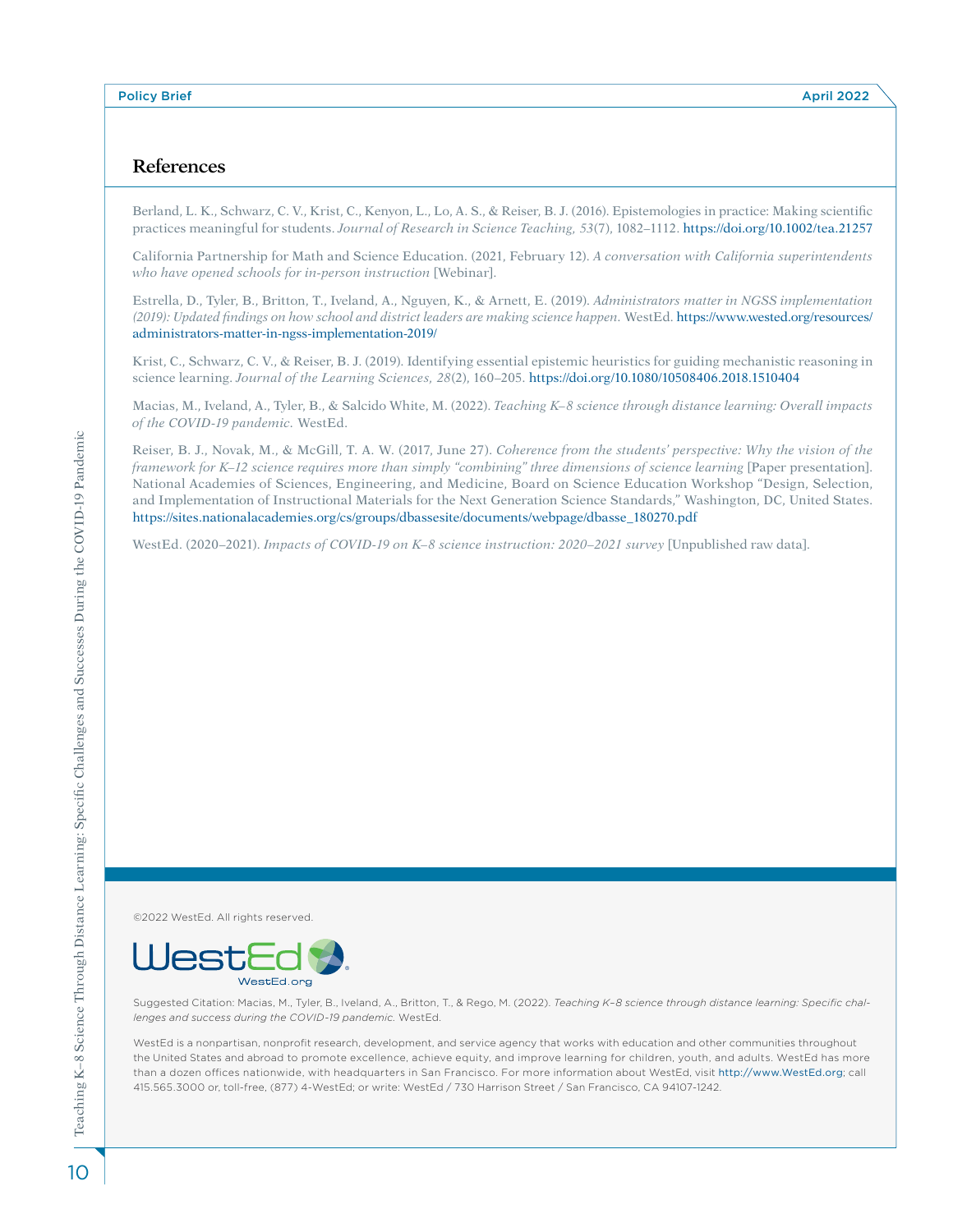## References

Berland, L. K., Schwarz, C. V., Krist, C., Kenyon, L., Lo, A. S., & Reiser, B. J. (2016). Epistemologies in practice: Making scientific practices meaningful for students. *Journal of Research in Science Teaching, 53*(7), 1082–1112. https://doi.org/10.1002/tea.21257

California Partnership for Math and Science Education. (2021, February 12). *A conversation with California superintendents who have opened schools for in-person instruction* [Webinar].

Estrella, D., Tyler, B., Britton, T., Iveland, A., Nguyen, K., & Arnett, E. (2019). *Administrators matter in NGSS implementation (2019): Updated findings on how school and district leaders are making science happen.* WestEd. https://www.wested.org/resources/administrators-matter-in-ngss-implementation-2019/

Krist, C., Schwarz, C. V., & Reiser, B. J. (2019). Identifying essential epistemic heuristics for guiding mechanistic reasoning in science learning. *Journal of the Learning Sciences, 28*(2), 160–205. https://doi.org/10.1080/10508406.2018.1510404

Macias, M., Iveland, A., Tyler, B., & Salcido White, M. (2022). *Teaching K–8 science through distance learning: Overall impacts of the COVID-19 pandemic.* WestEd.

Reiser, B. J., Novak, M., & McGill, T. A. W. (2017, June 27). *Coherence from the students' perspective: Why the vision of the framework for K–12 science requires more than simply "combining" three dimensions of science learning* [Paper presentation]. National Academies of Sciences, Engineering, and Medicine, Board on Science Education Workshop "Design, Selection, and Implementation of Instructional Materials for the Next Generation Science Standards," Washington, DC, United States. https://sites.nationalacademies.org/cs/groups/dbassesite/documents/webpage/dbasse_180270.pdf

WestEd. (2020–2021). *Impacts of COVID-19 on K–8 science instruction: 2020–2021 survey* [Unpublished raw data].

©2022 WestEd. All rights reserved.

Suggested Citation: Macias, M., Tyler, B., Iveland, A., Britton, T., & Rego, M. (2022). *Teaching K–8 science through distance learning: Specific challenges and success during the COVID-19 pandemic.* WestEd.

WestEd is a nonpartisan, nonprofit research, development, and service agency that works with education and other communities throughout the United States and abroad to promote excellence, achieve equity, and improve learning for children, youth, and adults. WestEd has more than a dozen offices nationwide, with headquarters in San Francisco. For more information about WestEd, visit http://www.WestEd.org; call 415.565.3000 or, toll-free, (877) 4-WestEd; or write: WestEd / 730 Harrison Street / San Francisco, CA 94107-1242.